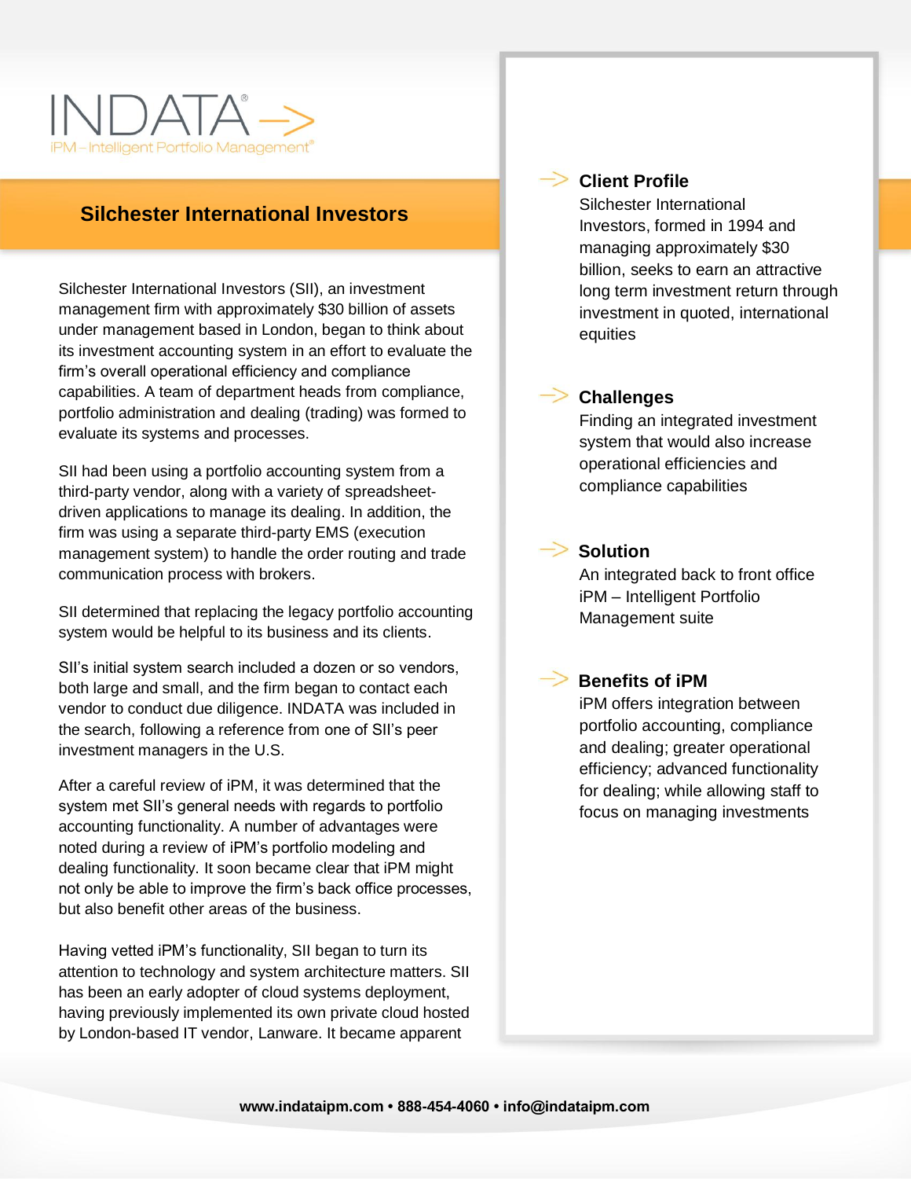# INDATA

iPM – Intelligent Portfolio Management®

## Silchester International Investors

Silchester International Investors (SII), an investment management firm with approximately $30 billion of assets under management based in London, began to think about its investment accounting system in an effort to evaluate the firm's overall operational efficiency and compliance capabilities. A team of department heads from compliance, portfolio administration and dealing (trading) was formed to evaluate its systems and processes.

SII had been using a portfolio accounting system from a third-party vendor, along with a variety of spreadsheet-driven applications to manage its dealing. In addition, the firm was using a separate third-party EMS (execution management system) to handle the order routing and trade communication process with brokers.

SII determined that replacing the legacy portfolio accounting system would be helpful to its business and its clients.

SII's initial system search included a dozen or so vendors, both large and small, and the firm began to contact each vendor to conduct due diligence. INDATA was included in the search, following a reference from one of SII's peer investment managers in the U.S.

After a careful review of iPM, it was determined that the system met SII's general needs with regards to portfolio accounting functionality. A number of advantages were noted during a review of iPM's portfolio modeling and dealing functionality. It soon became clear that iPM might not only be able to improve the firm's back office processes, but also benefit other areas of the business.

Having vetted iPM's functionality, SII began to turn its attention to technology and system architecture matters. SII has been an early adopter of cloud systems deployment, having previously implemented its own private cloud hosted by London-based IT vendor, Lanware. It became apparent

### Client Profile

Silchester International Investors, formed in 1994 and managing approximately $30 billion, seeks to earn an attractive long term investment return through investment in quoted, international equities

### Challenges

Finding an integrated investment system that would also increase operational efficiencies and compliance capabilities

### Solution

An integrated back to front office iPM – Intelligent Portfolio Management suite

### Benefits of iPM

iPM offers integration between portfolio accounting, compliance and dealing; greater operational efficiency; advanced functionality for dealing; while allowing staff to focus on managing investments

www.indataipm.com • 888-454-4060 • info@indataipm.com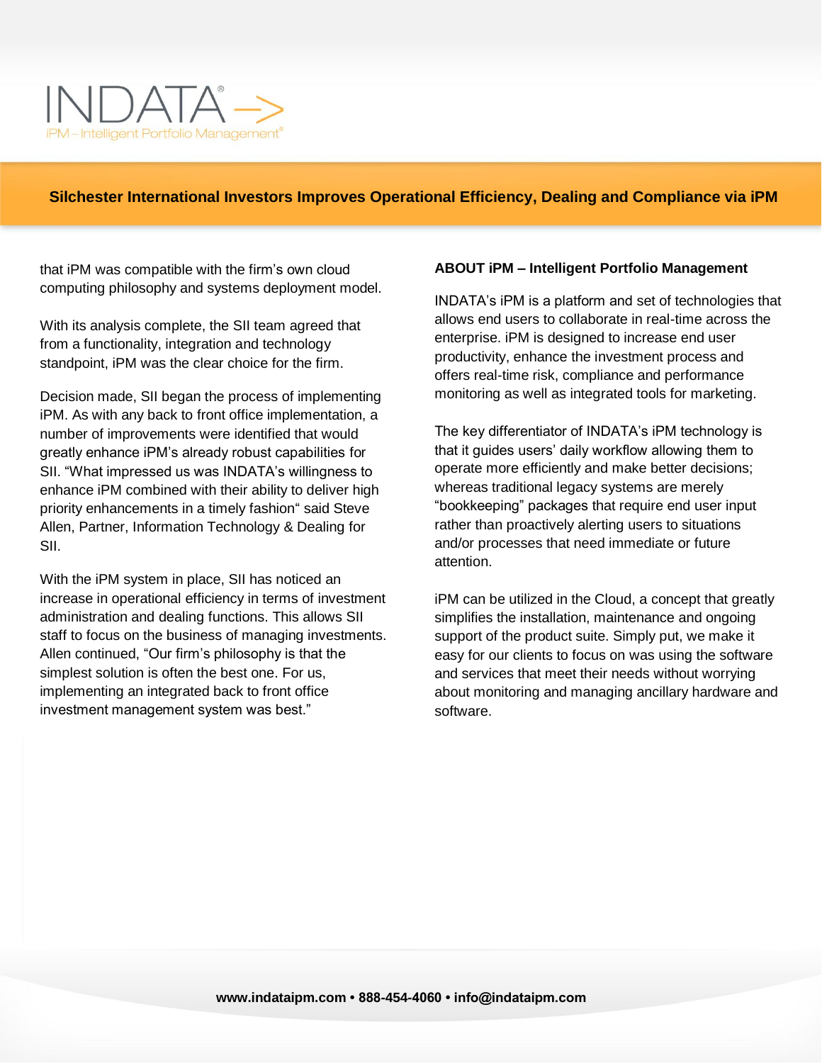## Silchester International Investors Improves Operational Efficiency, Dealing and Compliance via iPM

that iPM was compatible with the firm's own cloud computing philosophy and systems deployment model.

With its analysis complete, the SII team agreed that from a functionality, integration and technology standpoint, iPM was the clear choice for the firm.

Decision made, SII began the process of implementing iPM. As with any back to front office implementation, a number of improvements were identified that would greatly enhance iPM's already robust capabilities for SII. "What impressed us was INDATA's willingness to enhance iPM combined with their ability to deliver high priority enhancements in a timely fashion" said Steve Allen, Partner, Information Technology & Dealing for SII.

With the iPM system in place, SII has noticed an increase in operational efficiency in terms of investment administration and dealing functions. This allows SII staff to focus on the business of managing investments. Allen continued, "Our firm's philosophy is that the simplest solution is often the best one. For us, implementing an integrated back to front office investment management system was best."

**ABOUT iPM – Intelligent Portfolio Management**

INDATA's iPM is a platform and set of technologies that allows end users to collaborate in real-time across the enterprise. iPM is designed to increase end user productivity, enhance the investment process and offers real-time risk, compliance and performance monitoring as well as integrated tools for marketing.

The key differentiator of INDATA's iPM technology is that it guides users' daily workflow allowing them to operate more efficiently and make better decisions; whereas traditional legacy systems are merely "bookkeeping" packages that require end user input rather than proactively alerting users to situations and/or processes that need immediate or future attention.

iPM can be utilized in the Cloud, a concept that greatly simplifies the installation, maintenance and ongoing support of the product suite. Simply put, we make it easy for our clients to focus on was using the software and services that meet their needs without worrying about monitoring and managing ancillary hardware and software.